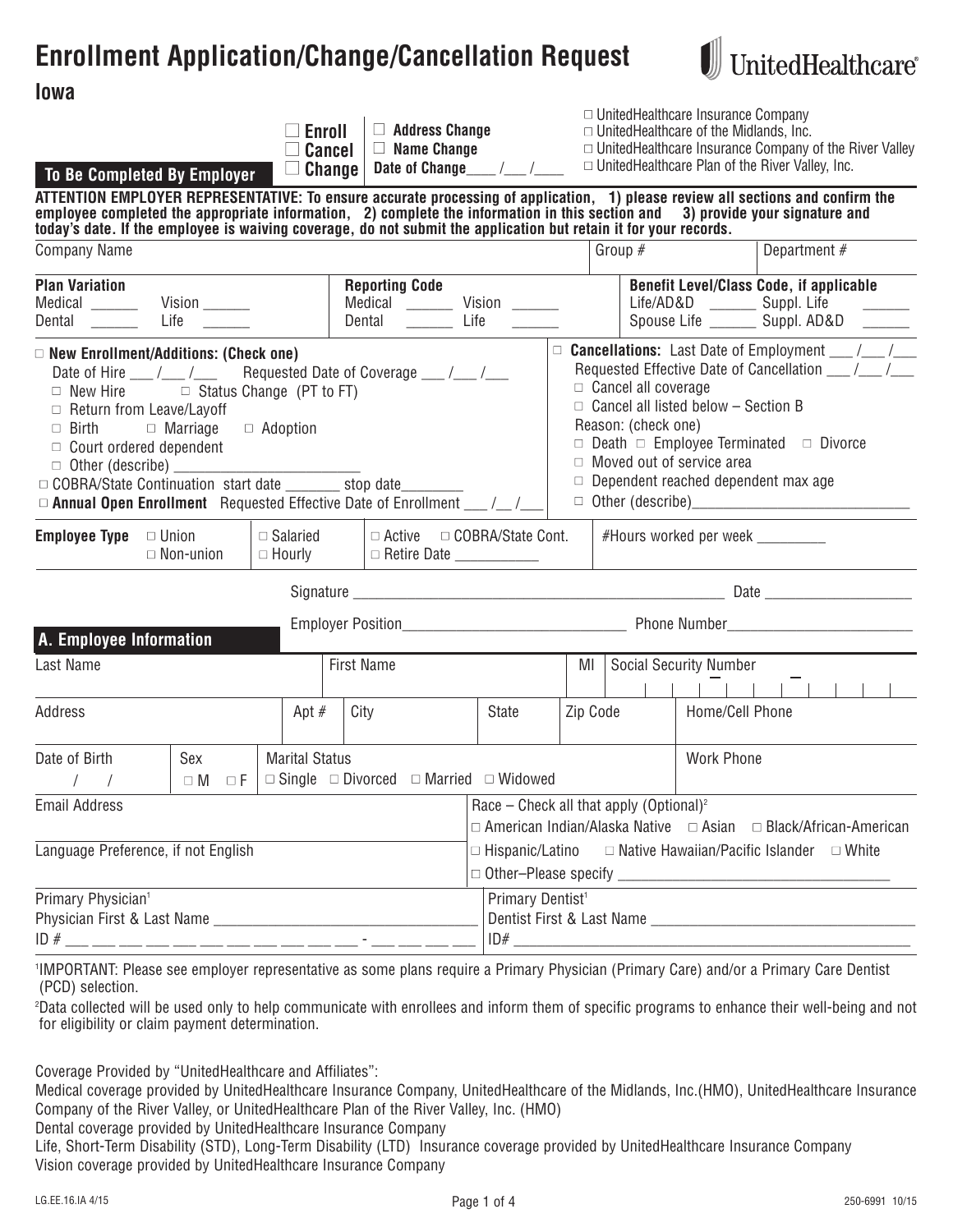# Enrollment Application/Change/Cancellation Request

UnitedHealthcare®

**Iowa**

**To Be Completed By Employer**

☐ **Enroll**
☐ **Cancel**
☐ **Change**

☐ **Address Change**
☐ **Name Change**
**Date of Change**____ /___ /____

☐ UnitedHealthcare Insurance Company
☐ UnitedHealthcare of the Midlands, Inc.
☐ UnitedHealthcare Insurance Company of the River Valley
☐ UnitedHealthcare Plan of the River Valley, Inc.

**ATTENTION EMPLOYER REPRESENTATIVE: To ensure accurate processing of application, 1) please review all sections and confirm the employee completed the appropriate information, 2) complete the information in this section and 3) provide your signature and today's date. If the employee is waiving coverage, do not submit the application but retain it for your records.**

| Company Name | Group # | Department # |
|---|---|---|
| | | |

| **Plan Variation** | **Reporting Code** | **Benefit Level/Class Code, if applicable** |
|---|---|---|
| Medical ______ Vision ______ | Medical ______ Vision ______ | Life/AD&D ______ Suppl. Life ______ |
| Dental ______ Life ______ | Dental ______ Life ______ | Spouse Life ______ Suppl. AD&D ______ |

☐ **New Enrollment/Additions: (Check one)**
Date of Hire ___ /___ /___ Requested Date of Coverage ___ /___ /___
☐ New Hire ☐ Status Change (PT to FT)
☐ Return from Leave/Layoff
☐ Birth ☐ Marriage ☐ Adoption
☐ Court ordered dependent
☐ Other (describe) ______________________
☐ COBRA/State Continuation start date _______ stop date________
☐ **Annual Open Enrollment** Requested Effective Date of Enrollment ___ /__ /___

☐ **Cancellations:** Last Date of Employment ___ /___ /___
Requested Effective Date of Cancellation ___ /___ /___
☐ Cancel all coverage
☐ Cancel all listed below – Section B
Reason: (check one)
☐ Death ☐ Employee Terminated ☐ Divorce
☐ Moved out of service area
☐ Dependent reached dependent max age
☐ Other (describe)____________________________

| **Employee Type** ☐ Union ☐ Non-union | ☐ Salaried ☐ Hourly | ☐ Active ☐ COBRA/State Cont. ☐ Retire Date ___________ | #Hours worked per week _________ |
|---|---|---|---|

Signature ______________________________________________ Date ___________________

Employer Position____________________________ Phone Number_______________________

## A. Employee Information

| Last Name | First Name | MI | Social Security Number |
|---|---|---|---|
| | | | |

| Address | Apt # | City | State | Zip Code | Home/Cell Phone |
|---|---|---|---|---|---|
| | | | | | |

| Date of Birth | Sex | Marital Status | Work Phone |
|---|---|---|---|
| / / | ☐ M ☐ F | ☐ Single ☐ Divorced ☐ Married ☐ Widowed | |

Email Address

Language Preference, if not English

Race – Check all that apply (Optional)[2]
☐ American Indian/Alaska Native ☐ Asian ☐ Black/African-American
☐ Hispanic/Latino ☐ Native Hawaiian/Pacific Islander ☐ White
☐ Other–Please specify _________________________________

Primary Physician[1]
Physician First & Last Name ____________________________
ID # ___ ___ ___ ___ ___ ___ ___ ___ ___ ___ - ___ ___ ___ ___

Primary Dentist[1]
Dentist First & Last Name ________________________________
ID# ______________________________________________

[1]IMPORTANT: Please see employer representative as some plans require a Primary Physician (Primary Care) and/or a Primary Care Dentist (PCD) selection.

[2]Data collected will be used only to help communicate with enrollees and inform them of specific programs to enhance their well-being and not for eligibility or claim payment determination.

Coverage Provided by "UnitedHealthcare and Affiliates":
Medical coverage provided by UnitedHealthcare Insurance Company, UnitedHealthcare of the Midlands, Inc.(HMO), UnitedHealthcare Insurance Company of the River Valley, or UnitedHealthcare Plan of the River Valley, Inc. (HMO)
Dental coverage provided by UnitedHealthcare Insurance Company
Life, Short-Term Disability (STD), Long-Term Disability (LTD) Insurance coverage provided by UnitedHealthcare Insurance Company
Vision coverage provided by UnitedHealthcare Insurance Company

LG.EE.16.IA 4/15 250-6991 10/15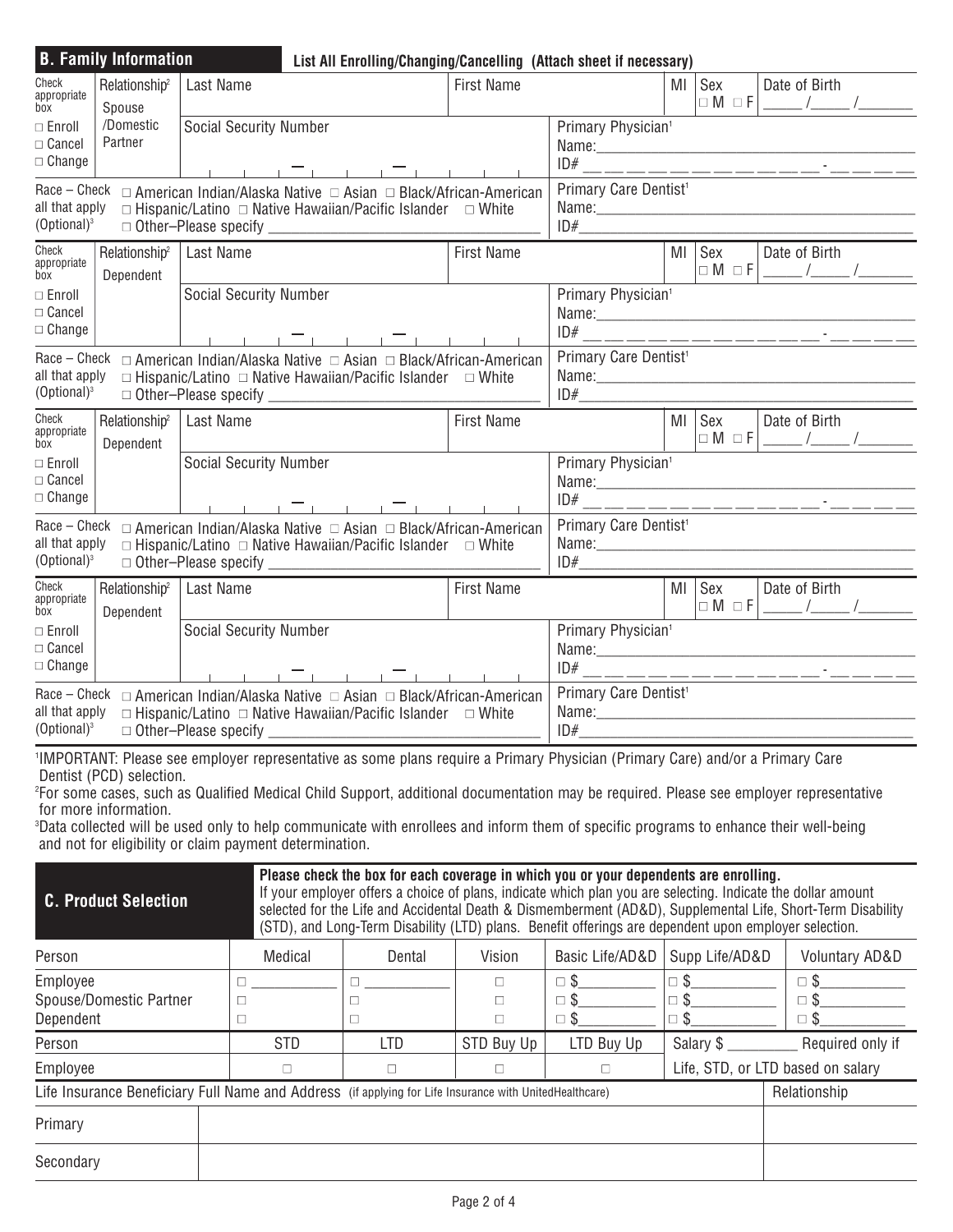## B. Family Information

**List All Enrolling/Changing/Cancelling (Attach sheet if necessary)**

| Check appropriate box | Relationship[2] | Last Name | | First Name | MI | Sex | Date of Birth |
|---|---|---|---|---|---|---|---|
| □ Enroll<br>□ Cancel<br>□ Change | Spouse /Domestic Partner | Social Security Number | | Primary Physician[1]<br>Name:<br>ID# | | □ M □ F | ____ /____ /______ |
| Race – Check all that apply (Optional)[3] | □ American Indian/Alaska Native □ Asian □ Black/African-American □ Hispanic/Latino □ Native Hawaiian/Pacific Islander □ White □ Other–Please specify ______ | | | Primary Care Dentist[1]<br>Name:<br>ID# | | | |

| Check appropriate box | Relationship[2] | Last Name | | First Name | MI | Sex | Date of Birth |
|---|---|---|---|---|---|---|---|
| □ Enroll<br>□ Cancel<br>□ Change | Dependent | Social Security Number | | Primary Physician[1]<br>Name:<br>ID# | | □ M □ F | ____ /____ /______ |
| Race – Check all that apply (Optional)[3] | □ American Indian/Alaska Native □ Asian □ Black/African-American □ Hispanic/Latino □ Native Hawaiian/Pacific Islander □ White □ Other–Please specify ______ | | | Primary Care Dentist[1]<br>Name:<br>ID# | | | |

| Check appropriate box | Relationship[2] | Last Name | | First Name | MI | Sex | Date of Birth |
|---|---|---|---|---|---|---|---|
| □ Enroll<br>□ Cancel<br>□ Change | Dependent | Social Security Number | | Primary Physician[1]<br>Name:<br>ID# | | □ M □ F | ____ /____ /______ |
| Race – Check all that apply (Optional)[3] | □ American Indian/Alaska Native □ Asian □ Black/African-American □ Hispanic/Latino □ Native Hawaiian/Pacific Islander □ White □ Other–Please specify ______ | | | Primary Care Dentist[1]<br>Name:<br>ID# | | | |

| Check appropriate box | Relationship[2] | Last Name | | First Name | MI | Sex | Date of Birth |
|---|---|---|---|---|---|---|---|
| □ Enroll<br>□ Cancel<br>□ Change | Dependent | Social Security Number | | Primary Physician[1]<br>Name:<br>ID# | | □ M □ F | ____ /____ /______ |
| Race – Check all that apply (Optional)[3] | □ American Indian/Alaska Native □ Asian □ Black/African-American □ Hispanic/Latino □ Native Hawaiian/Pacific Islander □ White □ Other–Please specify ______ | | | Primary Care Dentist[1]<br>Name:<br>ID# | | | |

[1]IMPORTANT: Please see employer representative as some plans require a Primary Physician (Primary Care) and/or a Primary Care Dentist (PCD) selection.

[2]For some cases, such as Qualified Medical Child Support, additional documentation may be required. Please see employer representative for more information.

[3]Data collected will be used only to help communicate with enrollees and inform them of specific programs to enhance their well-being and not for eligibility or claim payment determination.

## C. Product Selection

**Please check the box for each coverage in which you or your dependents are enrolling.** If your employer offers a choice of plans, indicate which plan you are selecting. Indicate the dollar amount selected for the Life and Accidental Death & Dismemberment (AD&D), Supplemental Life, Short-Term Disability (STD), and Long-Term Disability (LTD) plans. Benefit offerings are dependent upon employer selection.

| Person | Medical | Dental | Vision | Basic Life/AD&D | Supp Life/AD&D | Voluntary AD&D |
|---|---|---|---|---|---|---|
| Employee | □ ______ | □ ______ | □ | □ $______ | □ $______ | □ $______ |
| Spouse/Domestic Partner | □ | □ | □ | □ $______ | □ $______ | □ $______ |
| Dependent | □ | □ | □ | □ $______ | □ $______ | □ $______ |

| Person | STD | LTD | STD Buy Up | LTD Buy Up | Salary $ ______ Required only if |
|---|---|---|---|---|---|
| Employee | □ | □ | □ | □ | Life, STD, or LTD based on salary |

| Life Insurance Beneficiary Full Name and Address (if applying for Life Insurance with UnitedHealthcare) | | Relationship |
|---|---|---|
| Primary | | |
| Secondary | | |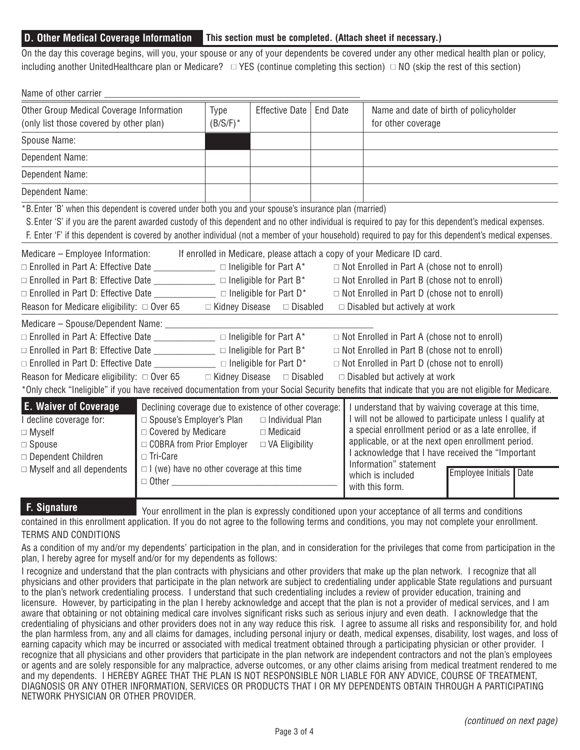## D. Other Medical Coverage Information

**This section must be completed. (Attach sheet if necessary.)**

On the day this coverage begins, will you, your spouse or any of your dependents be covered under any other medical health plan or policy, including another UnitedHealthcare plan or Medicare? □ YES (continue completing this section) □ NO (skip the rest of this section)

Name of other carrier ______________________________________________

| Other Group Medical Coverage Information (only list those covered by other plan) | Type (B/S/F)* | Effective Date | End Date | Name and date of birth of policyholder for other coverage |
|---|---|---|---|---|
| Spouse Name: | | | | |
| Dependent Name: | | | | |
| Dependent Name: | | | | |
| Dependent Name: | | | | |

*B. Enter 'B' when this dependent is covered under both you and your spouse's insurance plan (married)
S. Enter 'S' if you are the parent awarded custody of this dependent and no other individual is required to pay for this dependent's medical expenses.
F. Enter 'F' if this dependent is covered by another individual (not a member of your household) required to pay for this dependent's medical expenses.

Medicare – Employee Information: If enrolled in Medicare, please attach a copy of your Medicare ID card.

□ Enrolled in Part A: Effective Date ____________ □ Ineligible for Part A* □ Not Enrolled in Part A (chose not to enroll)
□ Enrolled in Part B: Effective Date ____________ □ Ineligible for Part B* □ Not Enrolled in Part B (chose not to enroll)
□ Enrolled in Part D: Effective Date ____________ □ Ineligible for Part D* □ Not Enrolled in Part D (chose not to enroll)
Reason for Medicare eligibility: □ Over 65 □ Kidney Disease □ Disabled □ Disabled but actively at work

Medicare – Spouse/Dependent Name: ________________________________________

□ Enrolled in Part A: Effective Date ____________ □ Ineligible for Part A* □ Not Enrolled in Part A (chose not to enroll)
□ Enrolled in Part B: Effective Date ____________ □ Ineligible for Part B* □ Not Enrolled in Part B (chose not to enroll)
□ Enrolled in Part D: Effective Date ____________ □ Ineligible for Part D* □ Not Enrolled in Part D (chose not to enroll)
Reason for Medicare eligibility: □ Over 65 □ Kidney Disease □ Disabled □ Disabled but actively at work

*Only check "Ineligible" if you have received documentation from your Social Security benefits that indicate that you are not eligible for Medicare.

## E. Waiver of Coverage

I decline coverage for:
- □ Myself
- □ Spouse
- □ Dependent Children
- □ Myself and all dependents

Declining coverage due to existence of other coverage:
- □ Spouse's Employer's Plan
- □ Individual Plan
- □ Covered by Medicare
- □ Medicaid
- □ COBRA from Prior Employer
- □ VA Eligibility
- □ Tri-Care
- □ I (we) have no other coverage at this time
- □ Other ________________________________

I understand that by waiving coverage at this time, I will not be allowed to participate unless I qualify at a special enrollment period or as a late enrollee, if applicable, or at the next open enrollment period. I acknowledge that I have received the "Important Information" statement which is included with this form.

| Employee Initials | Date |
|---|---|
| | |

## F. Signature

Your enrollment in the plan is expressly conditioned upon your acceptance of all terms and conditions contained in this enrollment application. If you do not agree to the following terms and conditions, you may not complete your enrollment.

TERMS AND CONDITIONS

As a condition of my and/or my dependents' participation in the plan, and in consideration for the privileges that come from participation in the plan, I hereby agree for myself and/or for my dependents as follows:

I recognize and understand that the plan contracts with physicians and other providers that make up the plan network. I recognize that all physicians and other providers that participate in the plan network are subject to credentialing under applicable State regulations and pursuant to the plan's network credentialing process. I understand that such credentialing includes a review of provider education, training and licensure. However, by participating in the plan I hereby acknowledge and accept that the plan is not a provider of medical services, and I am aware that obtaining or not obtaining medical care involves significant risks such as serious injury and even death. I acknowledge that the credentialing of physicians and other providers does not in any way reduce this risk. I agree to assume all risks and responsibility for, and hold the plan harmless from, any and all claims for damages, including personal injury or death, medical expenses, disability, lost wages, and loss of earning capacity which may be incurred or associated with medical treatment obtained through a participating physician or other provider. I recognize that all physicians and other providers that participate in the plan network are independent contractors and not the plan's employees or agents and are solely responsible for any malpractice, adverse outcomes, or any other claims arising from medical treatment rendered to me and my dependents. I HEREBY AGREE THAT THE PLAN IS NOT RESPONSIBLE NOR LIABLE FOR ANY ADVICE, COURSE OF TREATMENT, DIAGNOSIS OR ANY OTHER INFORMATION, SERVICES OR PRODUCTS THAT I OR MY DEPENDENTS OBTAIN THROUGH A PARTICIPATING NETWORK PHYSICIAN OR OTHER PROVIDER.

*(continued on next page)*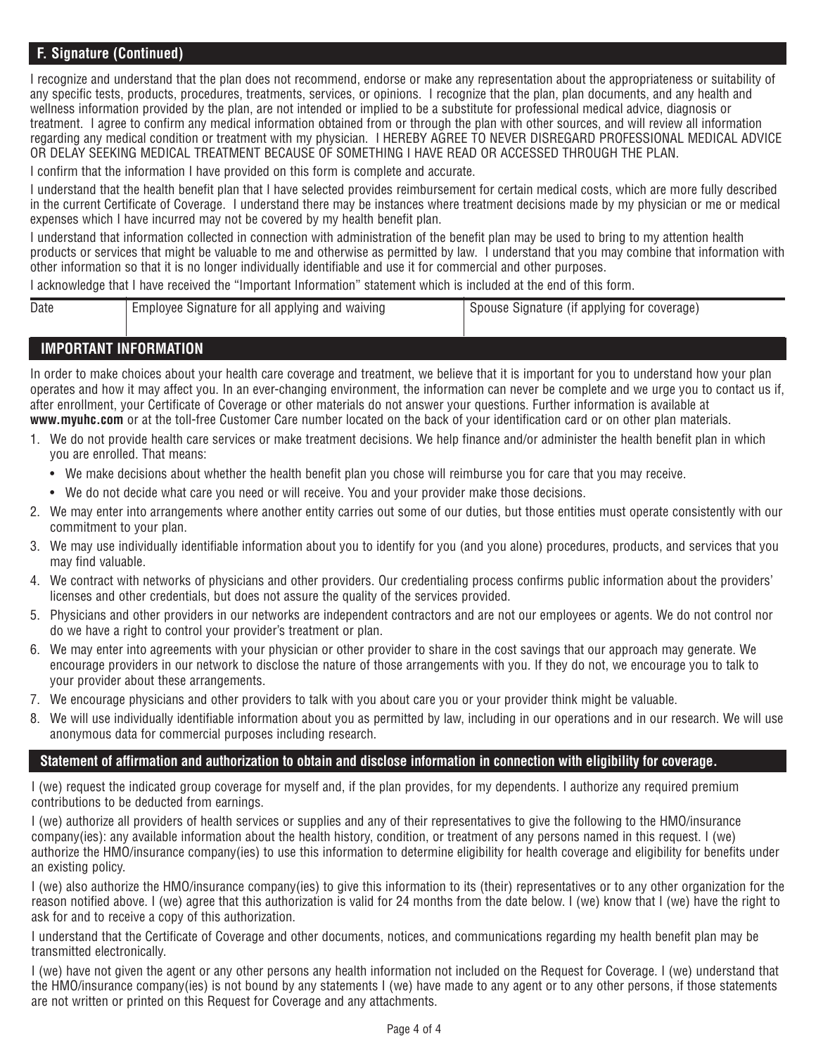## F. Signature (Continued)

I recognize and understand that the plan does not recommend, endorse or make any representation about the appropriateness or suitability of any specific tests, products, procedures, treatments, services, or opinions. I recognize that the plan, plan documents, and any health and wellness information provided by the plan, are not intended or implied to be a substitute for professional medical advice, diagnosis or treatment. I agree to confirm any medical information obtained from or through the plan with other sources, and will review all information regarding any medical condition or treatment with my physician. I HEREBY AGREE TO NEVER DISREGARD PROFESSIONAL MEDICAL ADVICE OR DELAY SEEKING MEDICAL TREATMENT BECAUSE OF SOMETHING I HAVE READ OR ACCESSED THROUGH THE PLAN.

I confirm that the information I have provided on this form is complete and accurate.

I understand that the health benefit plan that I have selected provides reimbursement for certain medical costs, which are more fully described in the current Certificate of Coverage. I understand there may be instances where treatment decisions made by my physician or me or medical expenses which I have incurred may not be covered by my health benefit plan.

I understand that information collected in connection with administration of the benefit plan may be used to bring to my attention health products or services that might be valuable to me and otherwise as permitted by law. I understand that you may combine that information with other information so that it is no longer individually identifiable and use it for commercial and other purposes.

I acknowledge that I have received the "Important Information" statement which is included at the end of this form.

| Date | Employee Signature for all applying and waiving | Spouse Signature (if applying for coverage) |
|---|---|---|
| | | |

## IMPORTANT INFORMATION

In order to make choices about your health care coverage and treatment, we believe that it is important for you to understand how your plan operates and how it may affect you. In an ever-changing environment, the information can never be complete and we urge you to contact us if, after enrollment, your Certificate of Coverage or other materials do not answer your questions. Further information is available at **www.myuhc.com** or at the toll-free Customer Care number located on the back of your identification card or on other plan materials.

1. We do not provide health care services or make treatment decisions. We help finance and/or administer the health benefit plan in which you are enrolled. That means:
   - We make decisions about whether the health benefit plan you chose will reimburse you for care that you may receive.
   - We do not decide what care you need or will receive. You and your provider make those decisions.
2. We may enter into arrangements where another entity carries out some of our duties, but those entities must operate consistently with our commitment to your plan.
3. We may use individually identifiable information about you to identify for you (and you alone) procedures, products, and services that you may find valuable.
4. We contract with networks of physicians and other providers. Our credentialing process confirms public information about the providers' licenses and other credentials, but does not assure the quality of the services provided.
5. Physicians and other providers in our networks are independent contractors and are not our employees or agents. We do not control nor do we have a right to control your provider's treatment or plan.
6. We may enter into agreements with your physician or other provider to share in the cost savings that our approach may generate. We encourage providers in our network to disclose the nature of those arrangements with you. If they do not, we encourage you to talk to your provider about these arrangements.
7. We encourage physicians and other providers to talk with you about care you or your provider think might be valuable.
8. We will use individually identifiable information about you as permitted by law, including in our operations and in our research. We will use anonymous data for commercial purposes including research.

## Statement of affirmation and authorization to obtain and disclose information in connection with eligibility for coverage.

I (we) request the indicated group coverage for myself and, if the plan provides, for my dependents. I authorize any required premium contributions to be deducted from earnings.

I (we) authorize all providers of health services or supplies and any of their representatives to give the following to the HMO/insurance company(ies): any available information about the health history, condition, or treatment of any persons named in this request. I (we) authorize the HMO/insurance company(ies) to use this information to determine eligibility for health coverage and eligibility for benefits under an existing policy.

I (we) also authorize the HMO/insurance company(ies) to give this information to its (their) representatives or to any other organization for the reason notified above. I (we) agree that this authorization is valid for 24 months from the date below. I (we) know that I (we) have the right to ask for and to receive a copy of this authorization.

I understand that the Certificate of Coverage and other documents, notices, and communications regarding my health benefit plan may be transmitted electronically.

I (we) have not given the agent or any other persons any health information not included on the Request for Coverage. I (we) understand that the HMO/insurance company(ies) is not bound by any statements I (we) have made to any agent or to any other persons, if those statements are not written or printed on this Request for Coverage and any attachments.